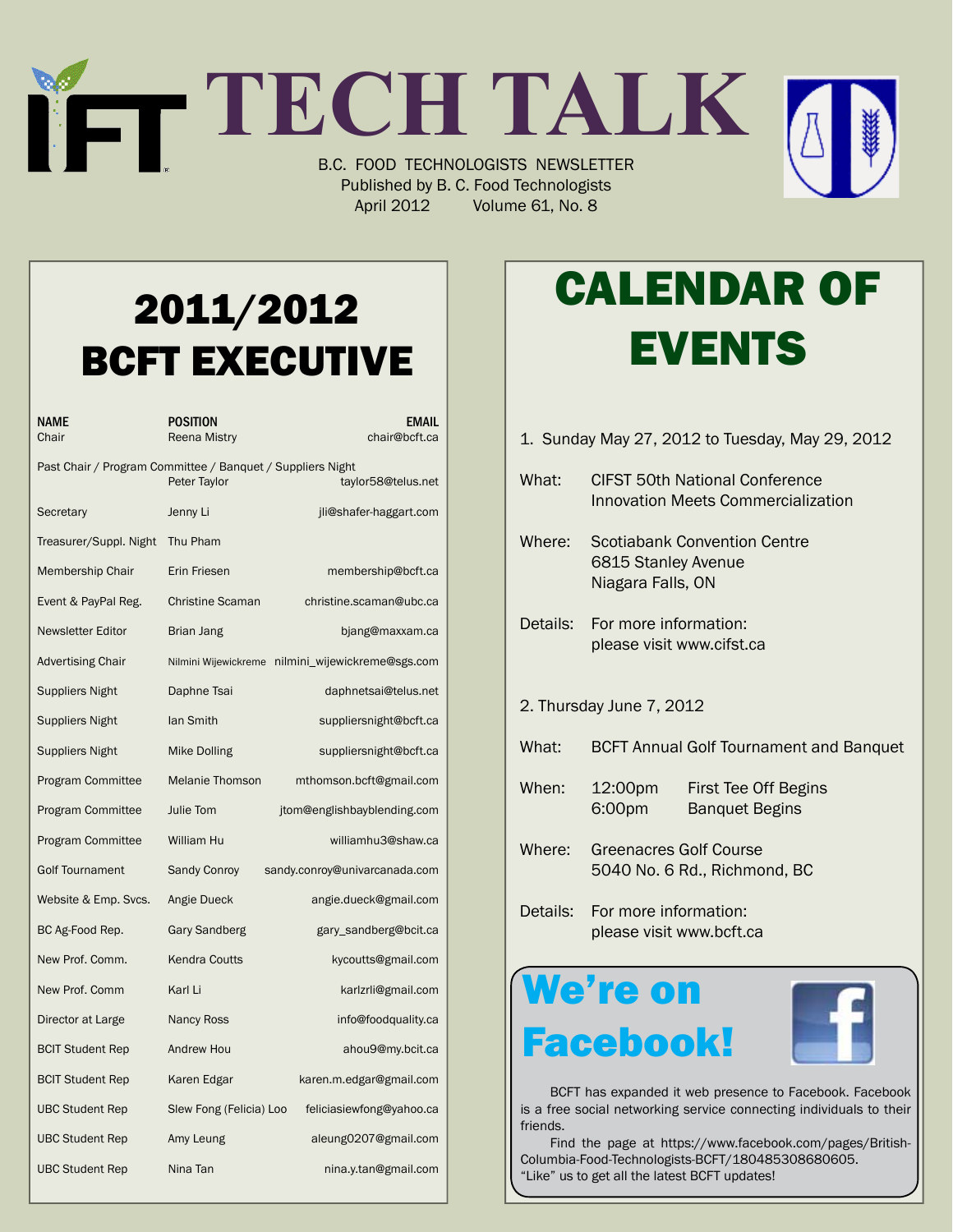# TECH TALK

B.C. FOOD TECHNOLOGISTS NEWSLETTER
Published by B. C. Food Technologists
April 2012 Volume 61, No. 8

## 2011/2012 BCFT EXECUTIVE

| NAME | POSITION | EMAIL |
|---|---|---|
| Chair | Reena Mistry | chair@bcft.ca |
| Past Chair / Program Committee / Banquet / Suppliers Night | Peter Taylor | taylor58@telus.net |
| Secretary | Jenny Li | jli@shafer-haggart.com |
| Treasurer/Suppl. Night | Thu Pham | |
| Membership Chair | Erin Friesen | membership@bcft.ca |
| Event & PayPal Reg. | Christine Scaman | christine.scaman@ubc.ca |
| Newsletter Editor | Brian Jang | bjang@maxxam.ca |
| Advertising Chair | Nilmini Wijewickreme | nilmini_wijewickreme@sgs.com |
| Suppliers Night | Daphne Tsai | daphnetsai@telus.net |
| Suppliers Night | Ian Smith | suppliersnight@bcft.ca |
| Suppliers Night | Mike Dolling | suppliersnight@bcft.ca |
| Program Committee | Melanie Thomson | mthomson.bcft@gmail.com |
| Program Committee | Julie Tom | jtom@englishbayblending.com |
| Program Committee | William Hu | williamhu3@shaw.ca |
| Golf Tournament | Sandy Conroy | sandy.conroy@univarcanada.com |
| Website & Emp. Svcs. | Angie Dueck | angie.dueck@gmail.com |
| BC Ag-Food Rep. | Gary Sandberg | gary_sandberg@bcit.ca |
| New Prof. Comm. | Kendra Coutts | kycoutts@gmail.com |
| New Prof. Comm | Karl Li | karlzrli@gmail.com |
| Director at Large | Nancy Ross | info@foodquality.ca |
| BCIT Student Rep | Andrew Hou | ahou9@my.bcit.ca |
| BCIT Student Rep | Karen Edgar | karen.m.edgar@gmail.com |
| UBC Student Rep | Slew Fong (Felicia) Loo | feliciasiewfong@yahoo.ca |
| UBC Student Rep | Amy Leung | aleung0207@gmail.com |
| UBC Student Rep | Nina Tan | nina.y.tan@gmail.com |

## CALENDAR OF EVENTS

1. Sunday May 27, 2012 to Tuesday, May 29, 2012

**What:** CIFST 50th National Conference
Innovation Meets Commercialization

**Where:** Scotiabank Convention Centre
6815 Stanley Avenue
Niagara Falls, ON

**Details:** For more information:
please visit www.cifst.ca

2. Thursday June 7, 2012

**What:** BCFT Annual Golf Tournament and Banquet

**When:** 12:00pm First Tee Off Begins
6:00pm Banquet Begins

**Where:** Greenacres Golf Course
5040 No. 6 Rd., Richmond, BC

**Details:** For more information:
please visit www.bcft.ca

## We're on Facebook!

BCFT has expanded it web presence to Facebook. Facebook is a free social networking service connecting individuals to their friends.

Find the page at https://www.facebook.com/pages/British-Columbia-Food-Technologists-BCFT/180485308680605. "Like" us to get all the latest BCFT updates!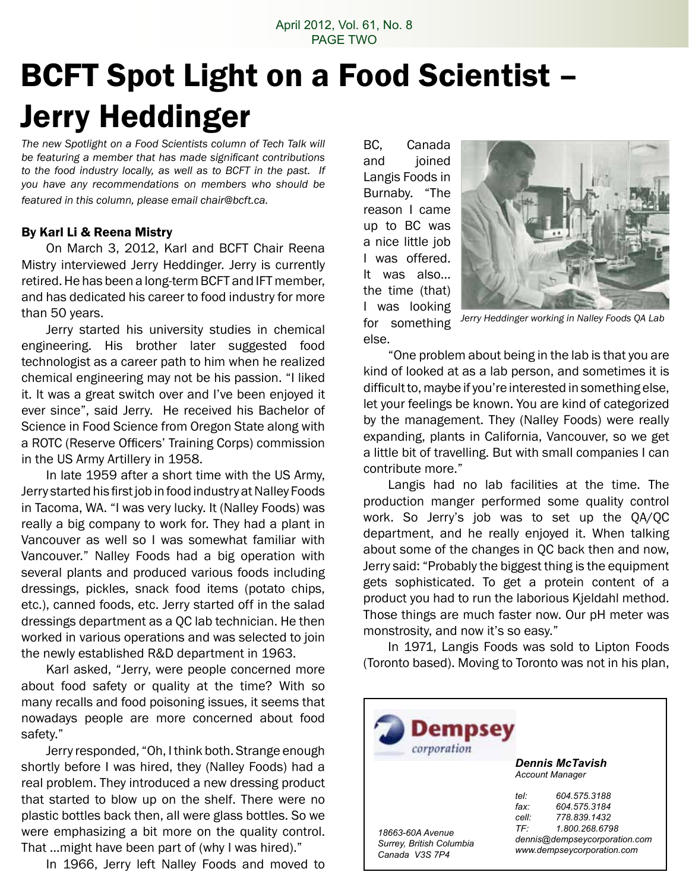# BCFT Spot Light on a Food Scientist – Jerry Heddinger

*The new Spotlight on a Food Scientists column of Tech Talk will be featuring a member that has made significant contributions to the food industry locally, as well as to BCFT in the past. If you have any recommendations on members who should be featured in this column, please email chair@bcft.ca.*

**By Karl Li & Reena Mistry**

On March 3, 2012, Karl and BCFT Chair Reena Mistry interviewed Jerry Heddinger. Jerry is currently retired. He has been a long-term BCFT and IFT member, and has dedicated his career to food industry for more than 50 years.

Jerry started his university studies in chemical engineering. His brother later suggested food technologist as a career path to him when he realized chemical engineering may not be his passion. "I liked it. It was a great switch over and I've been enjoyed it ever since", said Jerry. He received his Bachelor of Science in Food Science from Oregon State along with a ROTC (Reserve Officers' Training Corps) commission in the US Army Artillery in 1958.

In late 1959 after a short time with the US Army, Jerry started his first job in food industry at Nalley Foods in Tacoma, WA. "I was very lucky. It (Nalley Foods) was really a big company to work for. They had a plant in Vancouver as well so I was somewhat familiar with Vancouver." Nalley Foods had a big operation with several plants and produced various foods including dressings, pickles, snack food items (potato chips, etc.), canned foods, etc. Jerry started off in the salad dressings department as a QC lab technician. He then worked in various operations and was selected to join the newly established R&D department in 1963.

Karl asked, "Jerry, were people concerned more about food safety or quality at the time? With so many recalls and food poisoning issues, it seems that nowadays people are more concerned about food safety."

Jerry responded, "Oh, I think both. Strange enough shortly before I was hired, they (Nalley Foods) had a real problem. They introduced a new dressing product that started to blow up on the shelf. There were no plastic bottles back then, all were glass bottles. So we were emphasizing a bit more on the quality control. That ...might have been part of (why I was hired)."

In 1966, Jerry left Nalley Foods and moved to BC, Canada and joined Langis Foods in Burnaby. "The reason I came up to BC was a nice little job I was offered. It was also... the time (that) I was looking for something else.

*Jerry Heddinger working in Nalley Foods QA Lab*

"One problem about being in the lab is that you are kind of looked at as a lab person, and sometimes it is difficult to, maybe if you're interested in something else, let your feelings be known. You are kind of categorized by the management. They (Nalley Foods) were really expanding, plants in California, Vancouver, so we get a little bit of travelling. But with small companies I can contribute more."

Langis had no lab facilities at the time. The production manger performed some quality control work. So Jerry's job was to set up the QA/QC department, and he really enjoyed it. When talking about some of the changes in QC back then and now, Jerry said: "Probably the biggest thing is the equipment gets sophisticated. To get a protein content of a product you had to run the laborious Kjeldahl method. Those things are much faster now. Our pH meter was monstrosity, and now it's so easy."

In 1971, Langis Foods was sold to Lipton Foods (Toronto based). Moving to Toronto was not in his plan,

---

**Dempsey** corporation

***Dennis McTavish***
*Account Manager*

*tel: 604.575.3188*
*fax: 604.575.3184*
*cell: 778.839.1432*
*TF: 1.800.268.6798*
*dennis@dempseycorporation.com*
*www.dempseycorporation.com*

*18663-60A Avenue*
*Surrey, British Columbia*
*Canada V3S 7P4*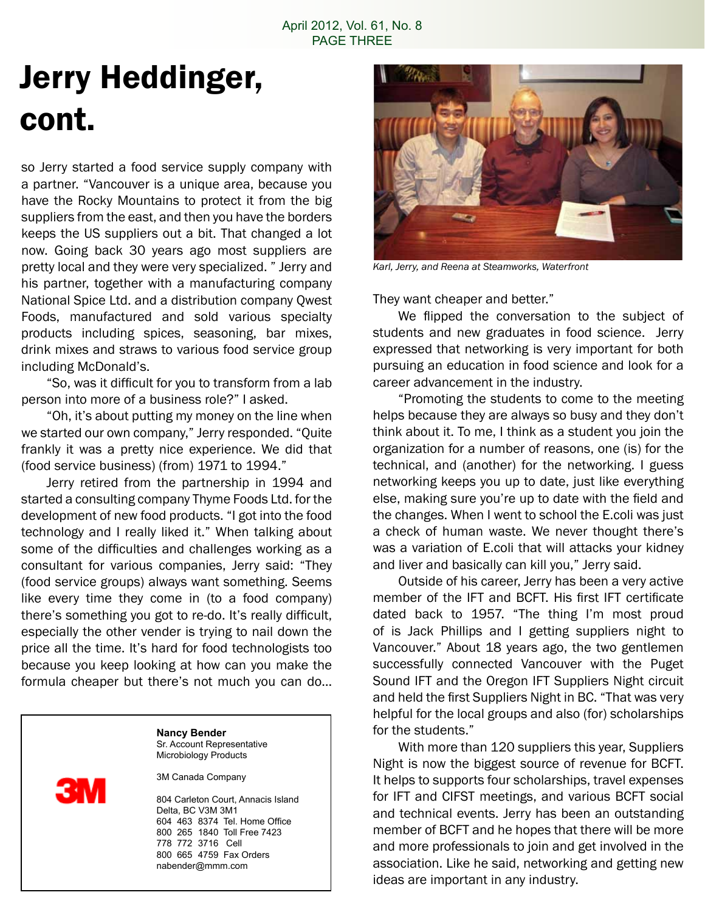# Jerry Heddinger, cont.

so Jerry started a food service supply company with a partner. "Vancouver is a unique area, because you have the Rocky Mountains to protect it from the big suppliers from the east, and then you have the borders keeps the US suppliers out a bit. That changed a lot now. Going back 30 years ago most suppliers are pretty local and they were very specialized. " Jerry and his partner, together with a manufacturing company National Spice Ltd. and a distribution company Qwest Foods, manufactured and sold various specialty products including spices, seasoning, bar mixes, drink mixes and straws to various food service group including McDonald's.

"So, was it difficult for you to transform from a lab person into more of a business role?" I asked.

"Oh, it's about putting my money on the line when we started our own company," Jerry responded. "Quite frankly it was a pretty nice experience. We did that (food service business) (from) 1971 to 1994."

Jerry retired from the partnership in 1994 and started a consulting company Thyme Foods Ltd. for the development of new food products. "I got into the food technology and I really liked it." When talking about some of the difficulties and challenges working as a consultant for various companies, Jerry said: "They (food service groups) always want something. Seems like every time they come in (to a food company) there's something you got to re-do. It's really difficult, especially the other vender is trying to nail down the price all the time. It's hard for food technologists too because you keep looking at how can you make the formula cheaper but there's not much you can do... They want cheaper and better."

*Karl, Jerry, and Reena at Steamworks, Waterfront*

We flipped the conversation to the subject of students and new graduates in food science. Jerry expressed that networking is very important for both pursuing an education in food science and look for a career advancement in the industry.

"Promoting the students to come to the meeting helps because they are always so busy and they don't think about it. To me, I think as a student you join the organization for a number of reasons, one (is) for the technical, and (another) for the networking. I guess networking keeps you up to date, just like everything else, making sure you're up to date with the field and the changes. When I went to school the E.coli was just a check of human waste. We never thought there's was a variation of E.coli that will attacks your kidney and liver and basically can kill you," Jerry said.

Outside of his career, Jerry has been a very active member of the IFT and BCFT. His first IFT certificate dated back to 1957. "The thing I'm most proud of is Jack Phillips and I getting suppliers night to Vancouver." About 18 years ago, the two gentlemen successfully connected Vancouver with the Puget Sound IFT and the Oregon IFT Suppliers Night circuit and held the first Suppliers Night in BC. "That was very helpful for the local groups and also (for) scholarships for the students."

With more than 120 suppliers this year, Suppliers Night is now the biggest source of revenue for BCFT. It helps to supports four scholarships, travel expenses for IFT and CIFST meetings, and various BCFT social and technical events. Jerry has been an outstanding member of BCFT and he hopes that there will be more and more professionals to join and get involved in the association. Like he said, networking and getting new ideas are important in any industry.

---

3M

**Nancy Bender**
Sr. Account Representative
Microbiology Products

3M Canada Company

804 Carleton Court, Annacis Island
Delta, BC V3M 3M1
604 463 8374 Tel. Home Office
800 265 1840 Toll Free 7423
778 772 3716 Cell
800 665 4759 Fax Orders
nabender@mmm.com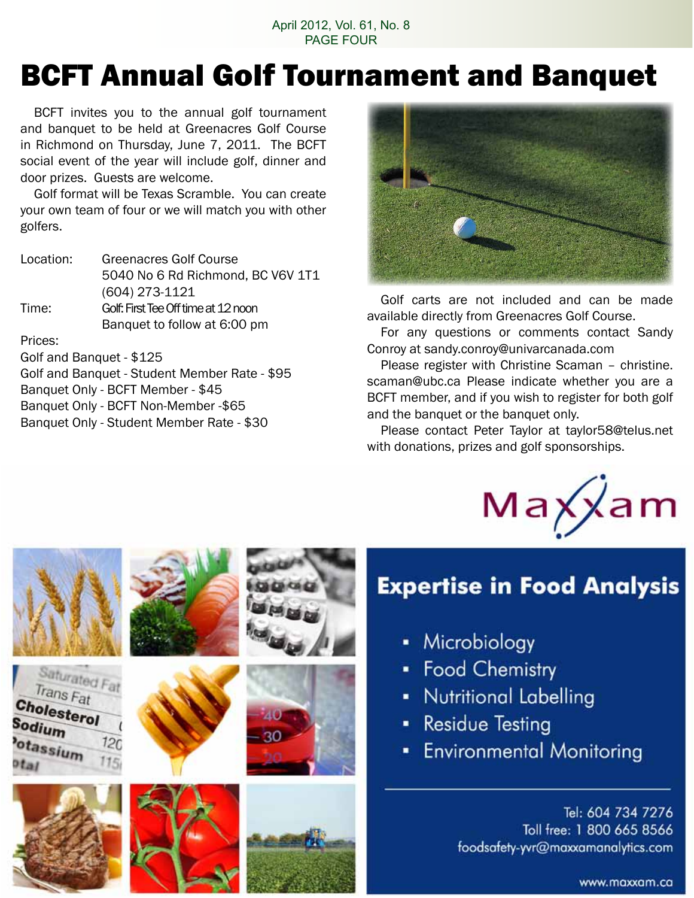# BCFT Annual Golf Tournament and Banquet

BCFT invites you to the annual golf tournament and banquet to be held at Greenacres Golf Course in Richmond on Thursday, June 7, 2011. The BCFT social event of the year will include golf, dinner and door prizes. Guests are welcome.

Golf format will be Texas Scramble. You can create your own team of four or we will match you with other golfers.

Location: Greenacres Golf Course
5040 No 6 Rd Richmond, BC V6V 1T1
(604) 273-1121

Time: Golf: First Tee Off time at 12 noon
Banquet to follow at 6:00 pm

Prices:

Golf and Banquet - $125
Golf and Banquet - Student Member Rate - $95
Banquet Only - BCFT Member - $45
Banquet Only - BCFT Non-Member -$65
Banquet Only - Student Member Rate - $30

Golf carts are not included and can be made available directly from Greenacres Golf Course.

For any questions or comments contact Sandy Conroy at sandy.conroy@univarcanada.com

Please register with Christine Scaman – christine.scaman@ubc.ca Please indicate whether you are a BCFT member, and if you wish to register for both golf and the banquet or the banquet only.

Please contact Peter Taylor at taylor58@telus.net with donations, prizes and golf sponsorships.

Maxxam

## Expertise in Food Analysis

- Microbiology
- Food Chemistry
- Nutritional Labelling
- Residue Testing
- Environmental Monitoring

Tel: 604 734 7276
Toll free: 1 800 665 8566
foodsafety-yvr@maxxamanalytics.com

www.maxxam.ca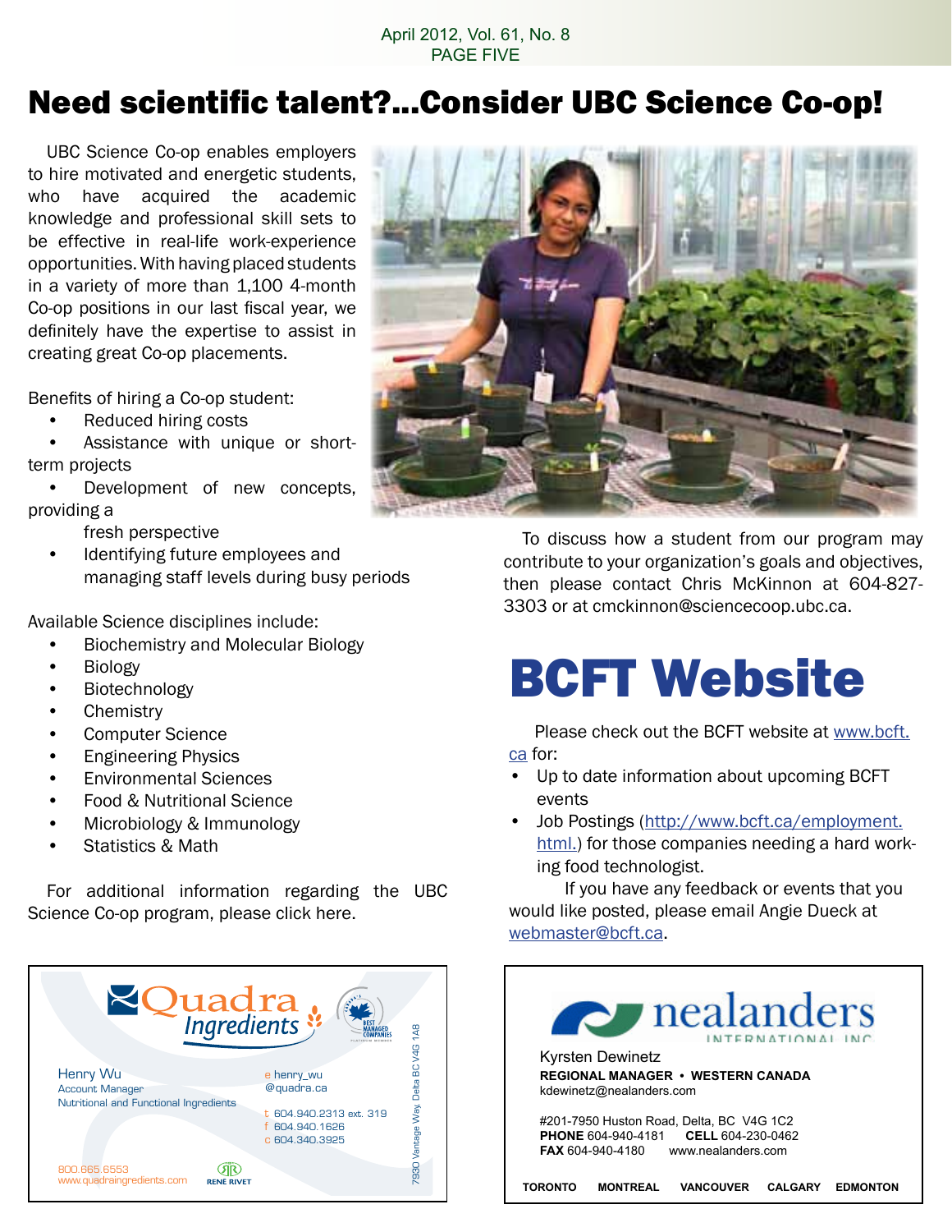# Need scientific talent?...Consider UBC Science Co-op!

UBC Science Co-op enables employers to hire motivated and energetic students, who have acquired the academic knowledge and professional skill sets to be effective in real-life work-experience opportunities. With having placed students in a variety of more than 1,100 4-month Co-op positions in our last fiscal year, we definitely have the expertise to assist in creating great Co-op placements.

Benefits of hiring a Co-op student:

- Reduced hiring costs
- Assistance with unique or short-term projects
- Development of new concepts, providing a fresh perspective
- Identifying future employees and managing staff levels during busy periods

Available Science disciplines include:

- Biochemistry and Molecular Biology
- Biology
- Biotechnology
- Chemistry
- Computer Science
- Engineering Physics
- Environmental Sciences
- Food & Nutritional Science
- Microbiology & Immunology
- Statistics & Math

For additional information regarding the UBC Science Co-op program, please click here.

To discuss how a student from our program may contribute to your organization's goals and objectives, then please contact Chris McKinnon at 604-827-3303 or at cmckinnon@sciencecoop.ubc.ca.

# BCFT Website

Please check out the BCFT website at www.bcft.ca for:

- Up to date information about upcoming BCFT events
- Job Postings (http://www.bcft.ca/employment.html.) for those companies needing a hard working food technologist.

If you have any feedback or events that you would like posted, please email Angie Dueck at webmaster@bcft.ca.

**Quadra Ingredients**

Henry Wu
Account Manager
Nutritional and Functional Ingredients

e henry_wu@quadra.ca
t 604.940.2313 ext. 319
f 604.940.1626
c 604.340.3925

800.665.6553
www.quadraingredients.com

RENE RIVET

7930 Vantage Way, Delta BC V4G 1A8

**nealanders INTERNATIONAL INC**

Kyrsten Dewinetz
**REGIONAL MANAGER • WESTERN CANADA**
kdewinetz@nealanders.com

#201-7950 Huston Road, Delta, BC V4G 1C2
**PHONE** 604-940-4181 **CELL** 604-230-0462
**FAX** 604-940-4180 www.nealanders.com

**TORONTO MONTREAL VANCOUVER CALGARY EDMONTON**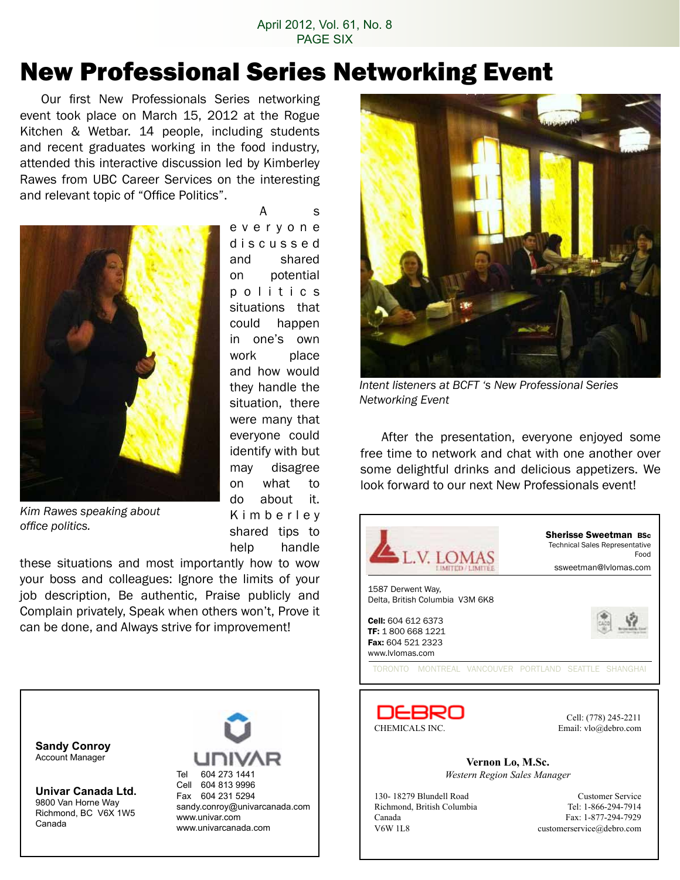# New Professional Series Networking Event

Our first New Professionals Series networking event took place on March 15, 2012 at the Rogue Kitchen & Wetbar. 14 people, including students and recent graduates working in the food industry, attended this interactive discussion led by Kimberley Rawes from UBC Career Services on the interesting and relevant topic of "Office Politics".

*Kim Rawes speaking about office politics.*

As everyone discussed and shared on potential politics situations that could happen in one's own work place and how would they handle the situation, there were many that everyone could identify with but may disagree on what to do about it. Kimberley shared tips to help handle these situations and most importantly how to wow your boss and colleagues: Ignore the limits of your job description, Be authentic, Praise publicly and Complain privately, Speak when others won't, Prove it can be done, and Always strive for improvement!

*Intent listeners at BCFT 's New Professional Series Networking Event*

After the presentation, everyone enjoyed some free time to network and chat with one another over some delightful drinks and delicious appetizers. We look forward to our next New Professionals event!

---

L.V. LOMAS LIMITED / LIMITÉE

**Sherisse Sweetman BSc**
Technical Sales Representative
Food
ssweetman@lvlomas.com

1587 Derwent Way,
Delta, British Columbia V3M 6K8

**Cell:** 604 612 6373
**TF:** 1 800 668 1221
**Fax:** 604 521 2323
www.lvlomas.com

TORONTO MONTREAL VANCOUVER PORTLAND SEATTLE SHANGHAI

---

DEBRO CHEMICALS INC.

Cell: (778) 245-2211
Email: vlo@debro.com

**Vernon Lo, M.Sc.**
*Western Region Sales Manager*

130- 18279 Blundell Road
Richmond, British Columbia
Canada
V6W 1L8

Customer Service
Tel: 1-866-294-7914
Fax: 1-877-294-7929
customerservice@debro.com

---

**Sandy Conroy**
Account Manager

**Univar Canada Ltd.**
9800 Van Horne Way
Richmond, BC V6X 1W5
Canada

UNIVAR

Tel 604 273 1441
Cell 604 813 9996
Fax 604 231 5294
sandy.conroy@univarcanada.com
www.univar.com
www.univarcanada.com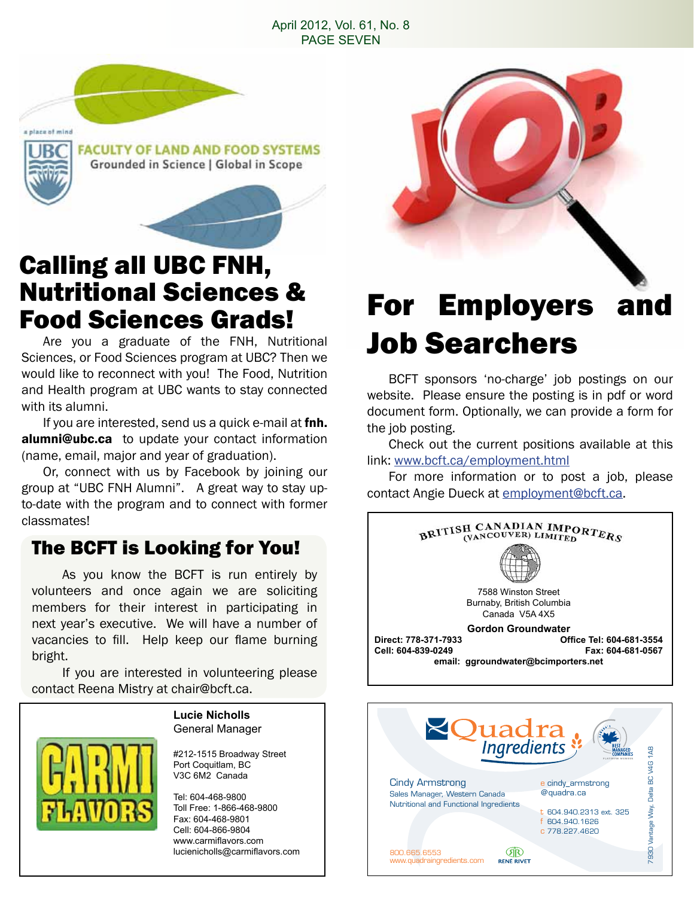a place of mind

UBC FACULTY OF LAND AND FOOD SYSTEMS
Grounded in Science | Global in Scope

# Calling all UBC FNH, Nutritional Sciences & Food Sciences Grads!

Are you a graduate of the FNH, Nutritional Sciences, or Food Sciences program at UBC? Then we would like to reconnect with you! The Food, Nutrition and Health program at UBC wants to stay connected with its alumni.

If you are interested, send us a quick e-mail at **fnh.alumni@ubc.ca** to update your contact information (name, email, major and year of graduation).

Or, connect with us by Facebook by joining our group at "UBC FNH Alumni". A great way to stay up-to-date with the program and to connect with former classmates!

## The BCFT is Looking for You!

As you know the BCFT is run entirely by volunteers and once again we are soliciting members for their interest in participating in next year's executive. We will have a number of vacancies to fill. Help keep our flame burning bright.

If you are interested in volunteering please contact Reena Mistry at chair@bcft.ca.

CARMI FLAVORS

**Lucie Nicholls**
General Manager

#212-1515 Broadway Street
Port Coquitlam, BC
V3C 6M2 Canada

Tel: 604-468-9800
Toll Free: 1-866-468-9800
Fax: 604-468-9801
Cell: 604-866-9804
www.carmiflavors.com
lucienicholls@carmiflavors.com

# For Employers and Job Searchers

BCFT sponsors 'no-charge' job postings on our website. Please ensure the posting is in pdf or word document form. Optionally, we can provide a form for the job posting.

Check out the current positions available at this link: www.bcft.ca/employment.html

For more information or to post a job, please contact Angie Dueck at employment@bcft.ca.

BRITISH CANADIAN IMPORTERS (VANCOUVER) LIMITED

7588 Winston Street
Burnaby, British Columbia
Canada V5A 4X5

**Gordon Groundwater**
**Direct: 778-371-7933** **Office Tel: 604-681-3554**
**Cell: 604-839-0249** **Fax: 604-681-0567**
**email: ggroundwater@bcimporters.net**

Quadra Ingredients

Best Managed Companies

Cindy Armstrong
Sales Manager, Western Canada
Nutritional and Functional Ingredients

e cindy_armstrong@quadra.ca

t 604.940.2313 ext. 325
f 604.940.1626
c 778.227.4620

800.665.6553
www.quadraingredients.com

RENÉ RIVET

7930 Vantage Way, Delta BC V4G 1A8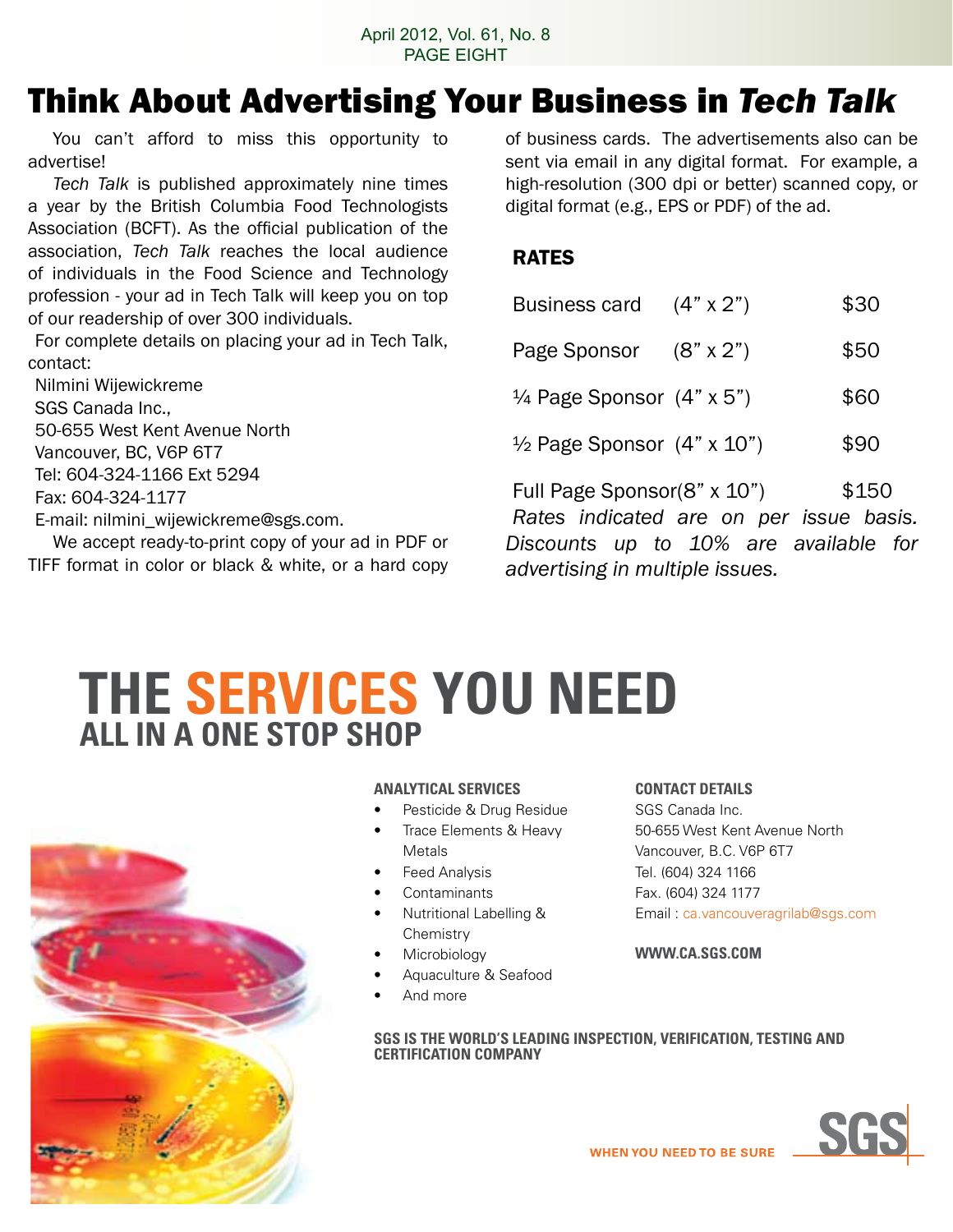# Think About Advertising Your Business in *Tech Talk*

You can't afford to miss this opportunity to advertise!

*Tech Talk* is published approximately nine times a year by the British Columbia Food Technologists Association (BCFT). As the official publication of the association, *Tech Talk* reaches the local audience of individuals in the Food Science and Technology profession - your ad in Tech Talk will keep you on top of our readership of over 300 individuals.

For complete details on placing your ad in Tech Talk, contact:

Nilmini Wijewickreme
SGS Canada Inc.,
50-655 West Kent Avenue North
Vancouver, BC, V6P 6T7
Tel: 604-324-1166 Ext 5294
Fax: 604-324-1177
E-mail: nilmini_wijewickreme@sgs.com.

We accept ready-to-print copy of your ad in PDF or TIFF format in color or black & white, or a hard copy of business cards. The advertisements also can be sent via email in any digital format. For example, a high-resolution (300 dpi or better) scanned copy, or digital format (e.g., EPS or PDF) of the ad.

## RATES

| | | |
|---|---|---|
| Business card | (4" x 2") | $30 |
| Page Sponsor | (8" x 2") | $50 |
| ¼ Page Sponsor | (4" x 5") | $60 |
| ½ Page Sponsor | (4" x 10") | $90 |
| Full Page Sponsor | (8" x 10") | $150 |

*Rates indicated are on per issue basis. Discounts up to 10% are available for advertising in multiple issues.*

# THE SERVICES YOU NEED
## ALL IN A ONE STOP SHOP

**ANALYTICAL SERVICES**

- Pesticide & Drug Residue
- Trace Elements & Heavy Metals
- Feed Analysis
- Contaminants
- Nutritional Labelling & Chemistry
- Microbiology
- Aquaculture & Seafood
- And more

**CONTACT DETAILS**

SGS Canada Inc.
50-655 West Kent Avenue North
Vancouver, B.C. V6P 6T7
Tel. (604) 324 1166
Fax. (604) 324 1177
Email : ca.vancouveragrilab@sgs.com

**WWW.CA.SGS.COM**

**SGS IS THE WORLD'S LEADING INSPECTION, VERIFICATION, TESTING AND CERTIFICATION COMPANY**

WHEN YOU NEED TO BE SURE

SGS